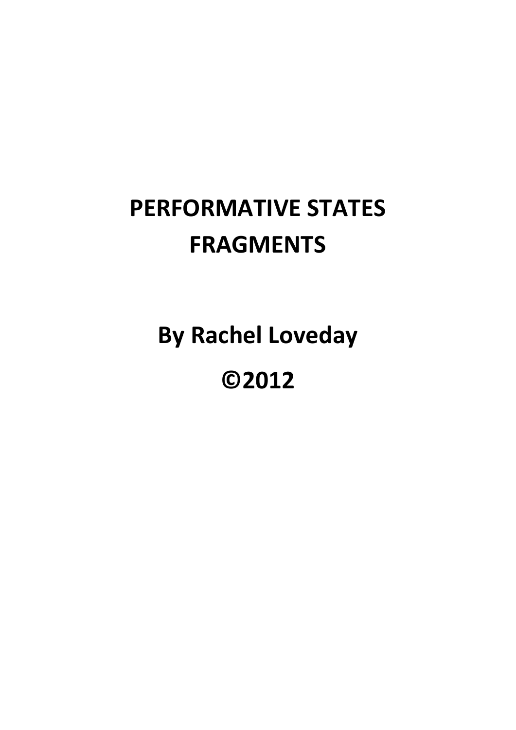# PERFORMATIVE STATES FRAGMENTS

**By Rachel Loveday**

**©2012**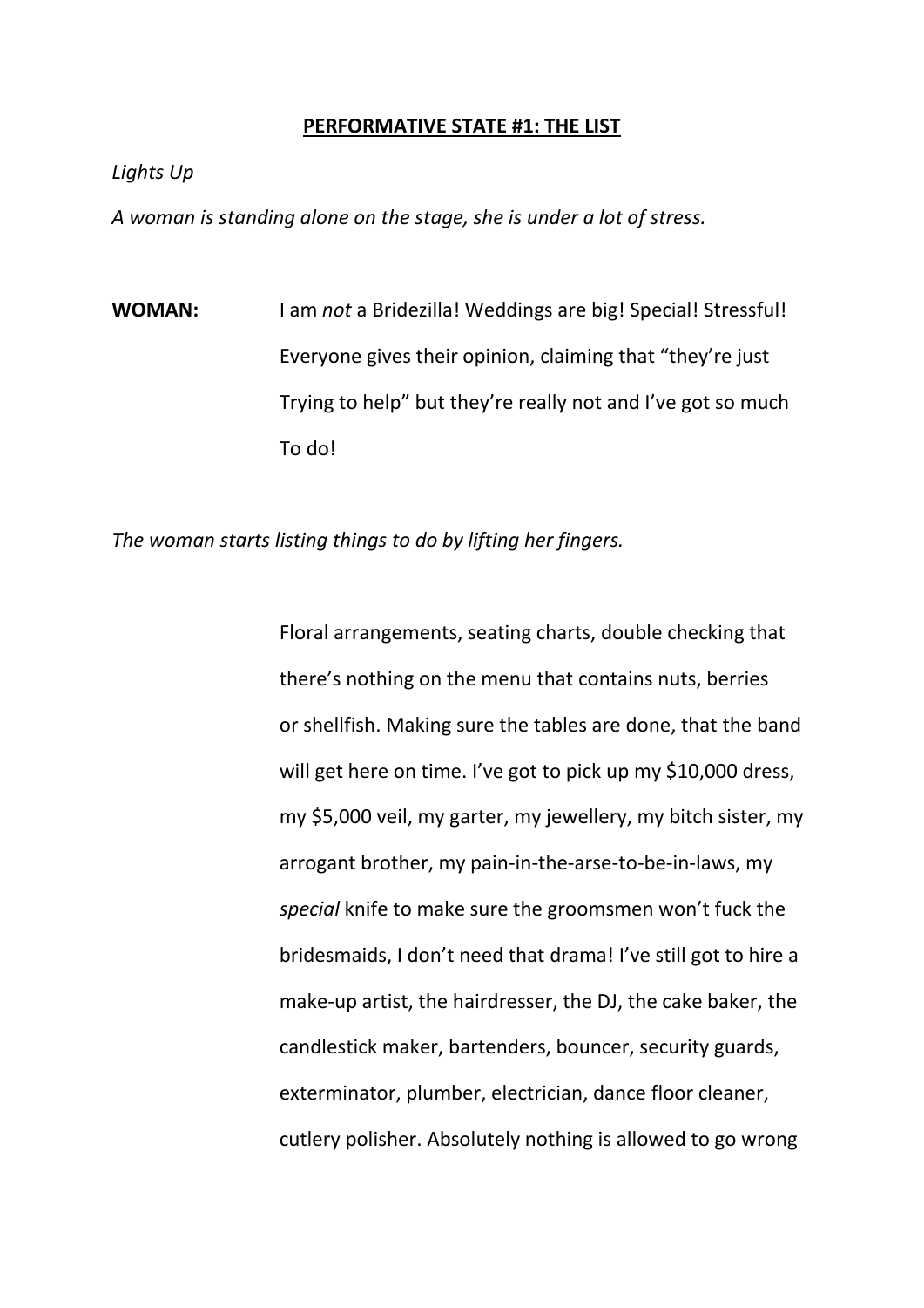**PERFORMATIVE STATE #1: THE LIST**

*Lights Up*

*A woman is standing alone on the stage, she is under a lot of stress.*

**WOMAN:** I am *not* a Bridezilla! Weddings are big! Special! Stressful! Everyone gives their opinion, claiming that "they're just Trying to help" but they're really not and I've got so much To do!

*The woman starts listing things to do by lifting her fingers.*

Floral arrangements, seating charts, double checking that there's nothing on the menu that contains nuts, berries or shellfish. Making sure the tables are done, that the band will get here on time. I've got to pick up my $10,000 dress, my $5,000 veil, my garter, my jewellery, my bitch sister, my arrogant brother, my pain-in-the-arse-to-be-in-laws, my *special* knife to make sure the groomsmen won't fuck the bridesmaids, I don't need that drama! I've still got to hire a make-up artist, the hairdresser, the DJ, the cake baker, the candlestick maker, bartenders, bouncer, security guards, exterminator, plumber, electrician, dance floor cleaner, cutlery polisher. Absolutely nothing is allowed to go wrong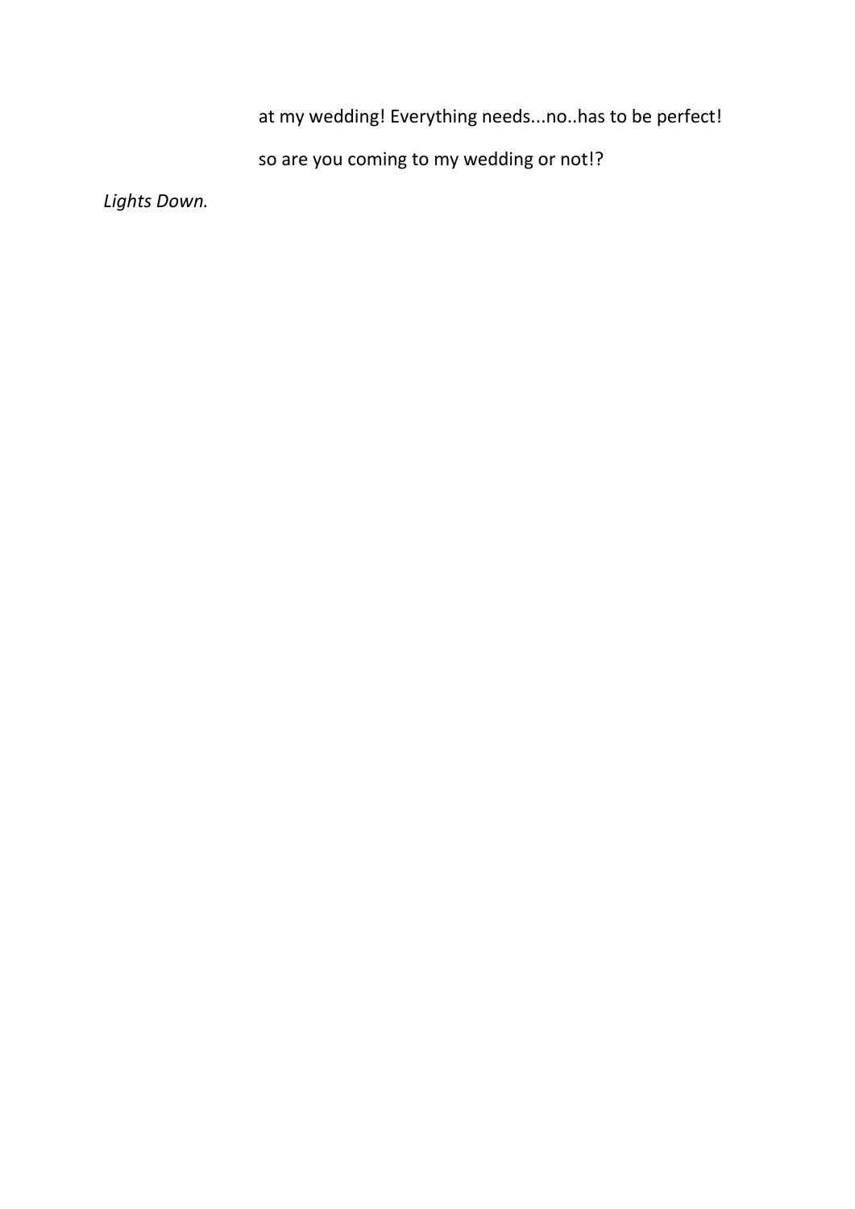at my wedding! Everything needs...no..has to be perfect!

so are you coming to my wedding or not!?

*Lights Down.*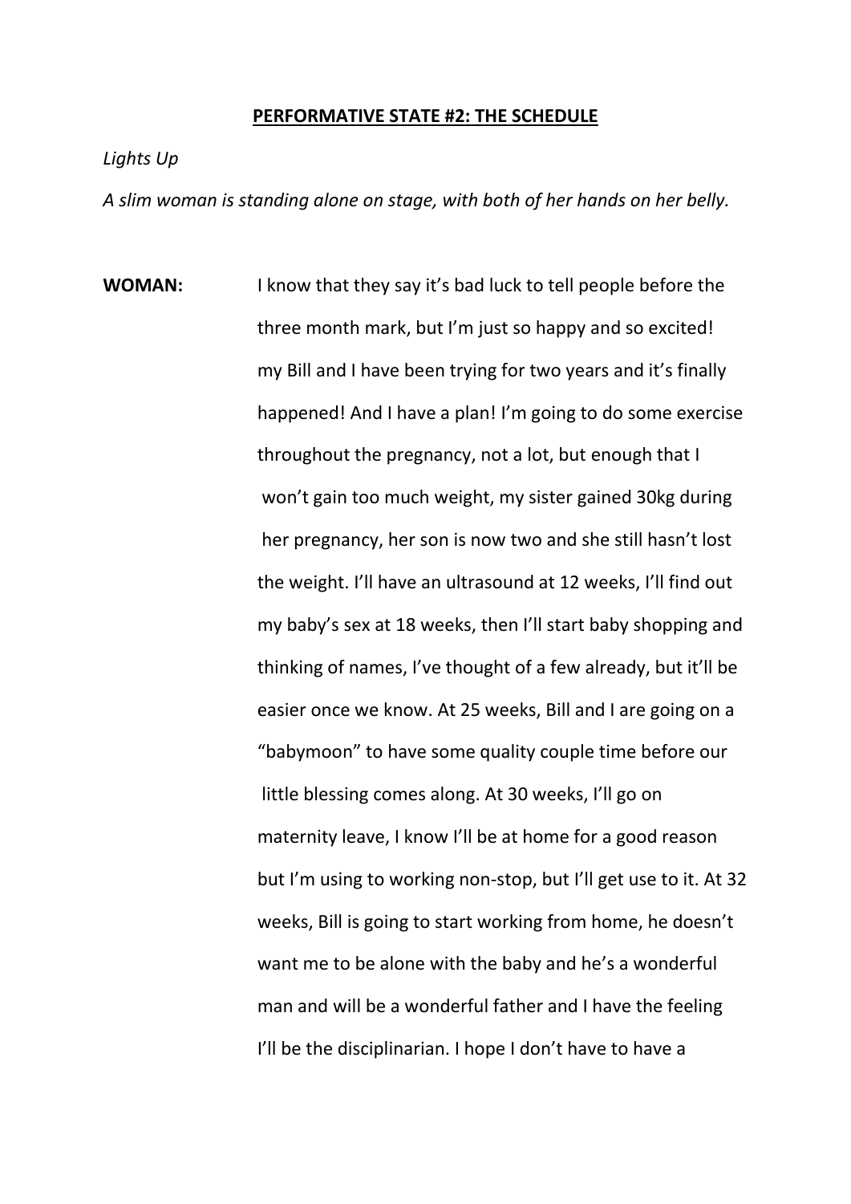**PERFORMATIVE STATE #2: THE SCHEDULE**

*Lights Up*

*A slim woman is standing alone on stage, with both of her hands on her belly.*

**WOMAN:** I know that they say it's bad luck to tell people before the three month mark, but I'm just so happy and so excited! my Bill and I have been trying for two years and it's finally happened! And I have a plan! I'm going to do some exercise throughout the pregnancy, not a lot, but enough that I won't gain too much weight, my sister gained 30kg during her pregnancy, her son is now two and she still hasn't lost the weight. I'll have an ultrasound at 12 weeks, I'll find out my baby's sex at 18 weeks, then I'll start baby shopping and thinking of names, I've thought of a few already, but it'll be easier once we know. At 25 weeks, Bill and I are going on a "babymoon" to have some quality couple time before our little blessing comes along. At 30 weeks, I'll go on maternity leave, I know I'll be at home for a good reason but I'm using to working non-stop, but I'll get use to it. At 32 weeks, Bill is going to start working from home, he doesn't want me to be alone with the baby and he's a wonderful man and will be a wonderful father and I have the feeling I'll be the disciplinarian. I hope I don't have to have a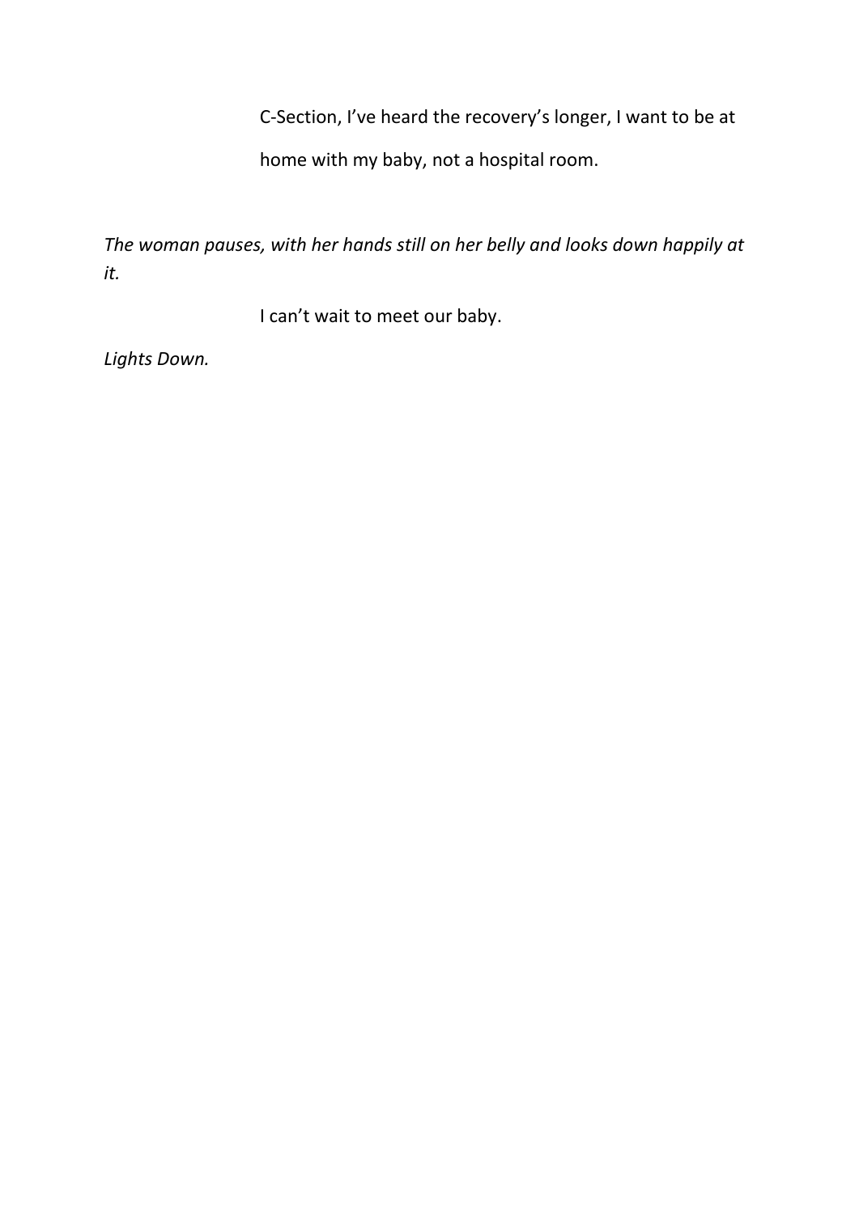C-Section, I've heard the recovery's longer, I want to be at home with my baby, not a hospital room.

*The woman pauses, with her hands still on her belly and looks down happily at it.*

I can't wait to meet our baby.

*Lights Down.*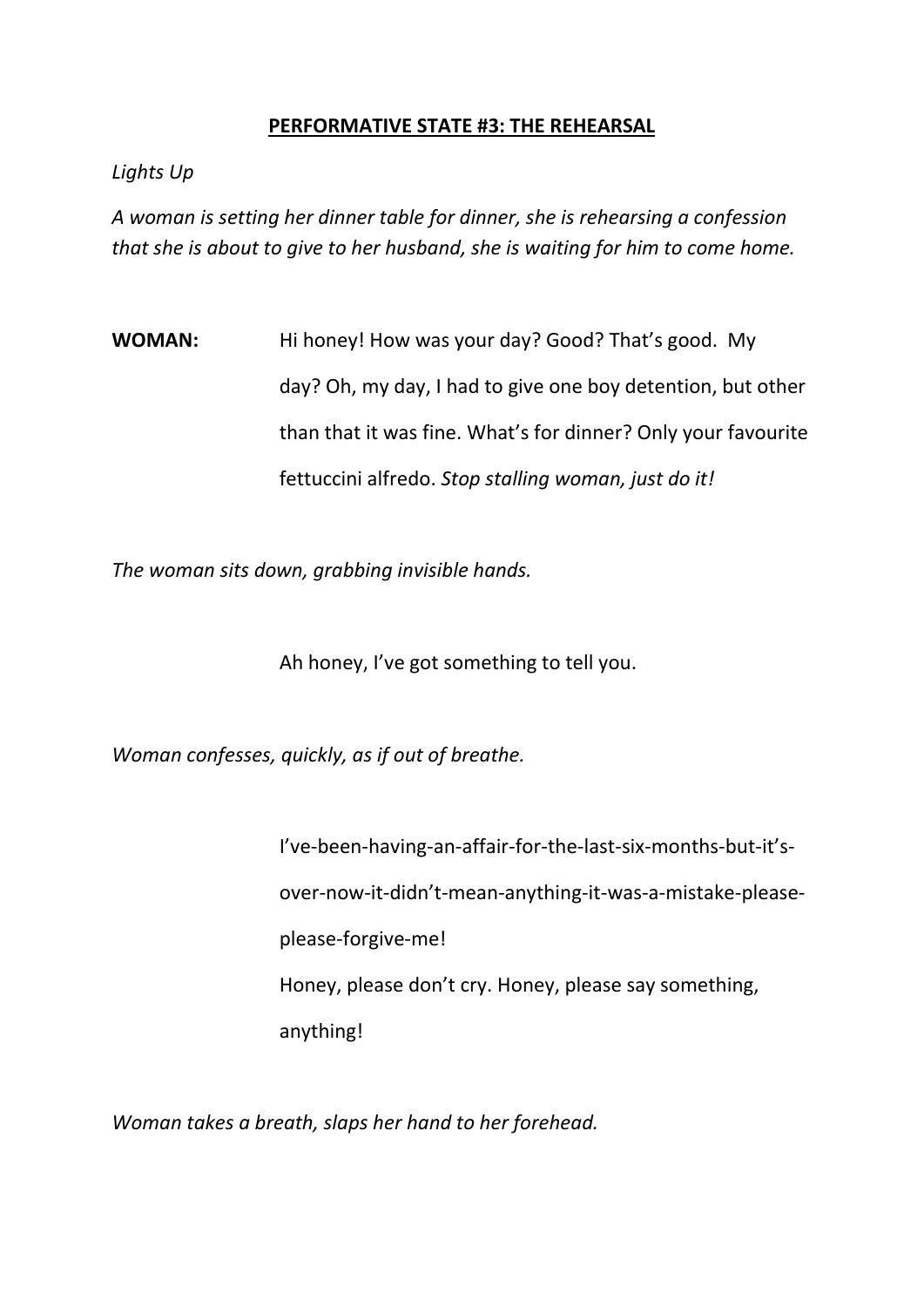**<u>PERFORMATIVE STATE #3: THE REHEARSAL</u>**

*Lights Up*

*A woman is setting her dinner table for dinner, she is rehearsing a confession that she is about to give to her husband, she is waiting for him to come home.*

**WOMAN:** Hi honey! How was your day? Good? That's good. My day? Oh, my day, I had to give one boy detention, but other than that it was fine. What's for dinner? Only your favourite fettuccini alfredo. *Stop stalling woman, just do it!*

*The woman sits down, grabbing invisible hands.*

Ah honey, I've got something to tell you.

*Woman confesses, quickly, as if out of breathe.*

I've-been-having-an-affair-for-the-last-six-months-but-it's-over-now-it-didn't-mean-anything-it-was-a-mistake-please-please-forgive-me!
Honey, please don't cry. Honey, please say something, anything!

*Woman takes a breath, slaps her hand to her forehead.*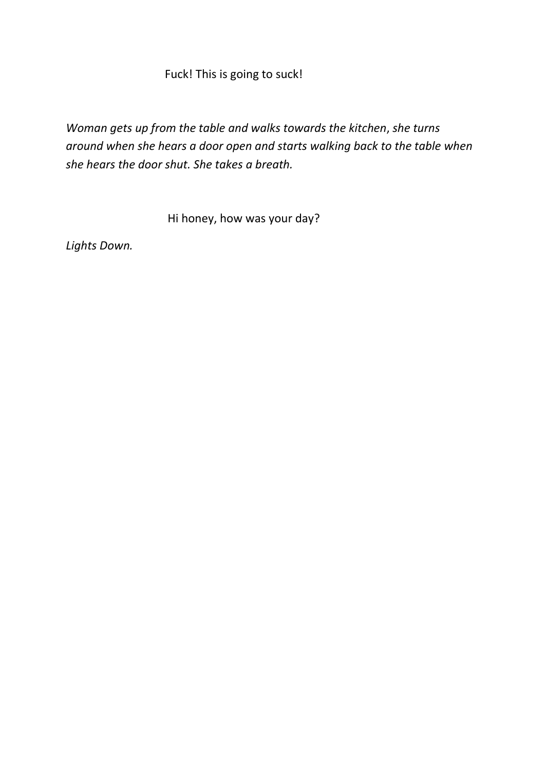Fuck! This is going to suck!

*Woman gets up from the table and walks towards the kitchen, she turns around when she hears a door open and starts walking back to the table when she hears the door shut. She takes a breath.*

Hi honey, how was your day?

*Lights Down.*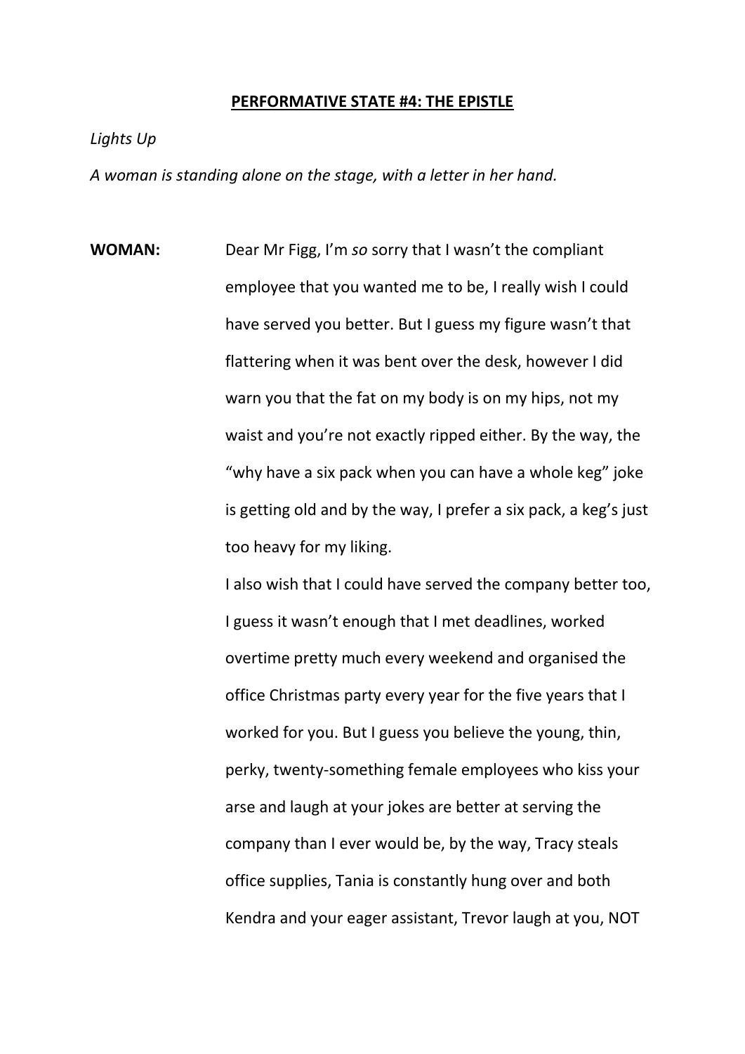**PERFORMATIVE STATE #4: THE EPISTLE**

*Lights Up*

*A woman is standing alone on the stage, with a letter in her hand.*

**WOMAN:** Dear Mr Figg, I'm *so* sorry that I wasn't the compliant employee that you wanted me to be, I really wish I could have served you better. But I guess my figure wasn't that flattering when it was bent over the desk, however I did warn you that the fat on my body is on my hips, not my waist and you're not exactly ripped either. By the way, the "why have a six pack when you can have a whole keg" joke is getting old and by the way, I prefer a six pack, a keg's just too heavy for my liking.

I also wish that I could have served the company better too, I guess it wasn't enough that I met deadlines, worked overtime pretty much every weekend and organised the office Christmas party every year for the five years that I worked for you. But I guess you believe the young, thin, perky, twenty-something female employees who kiss your arse and laugh at your jokes are better at serving the company than I ever would be, by the way, Tracy steals office supplies, Tania is constantly hung over and both Kendra and your eager assistant, Trevor laugh at you, NOT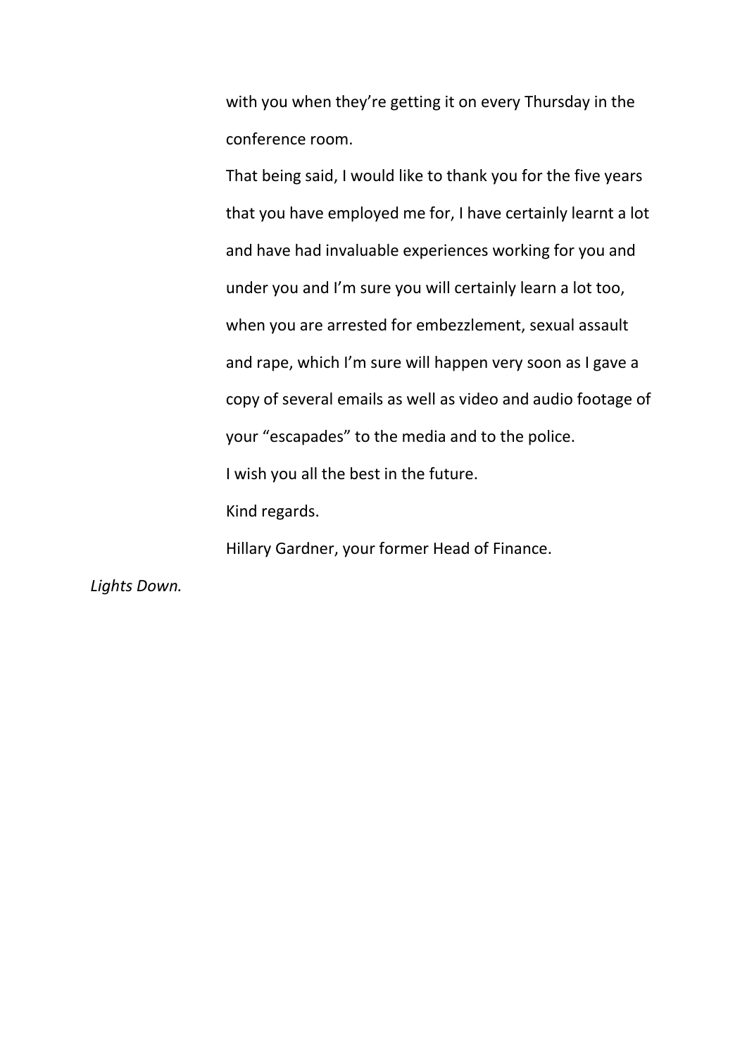with you when they're getting it on every Thursday in the conference room.

That being said, I would like to thank you for the five years that you have employed me for, I have certainly learnt a lot and have had invaluable experiences working for you and under you and I'm sure you will certainly learn a lot too, when you are arrested for embezzlement, sexual assault and rape, which I'm sure will happen very soon as I gave a copy of several emails as well as video and audio footage of your "escapades" to the media and to the police.

I wish you all the best in the future.

Kind regards.

Hillary Gardner, your former Head of Finance.

*Lights Down.*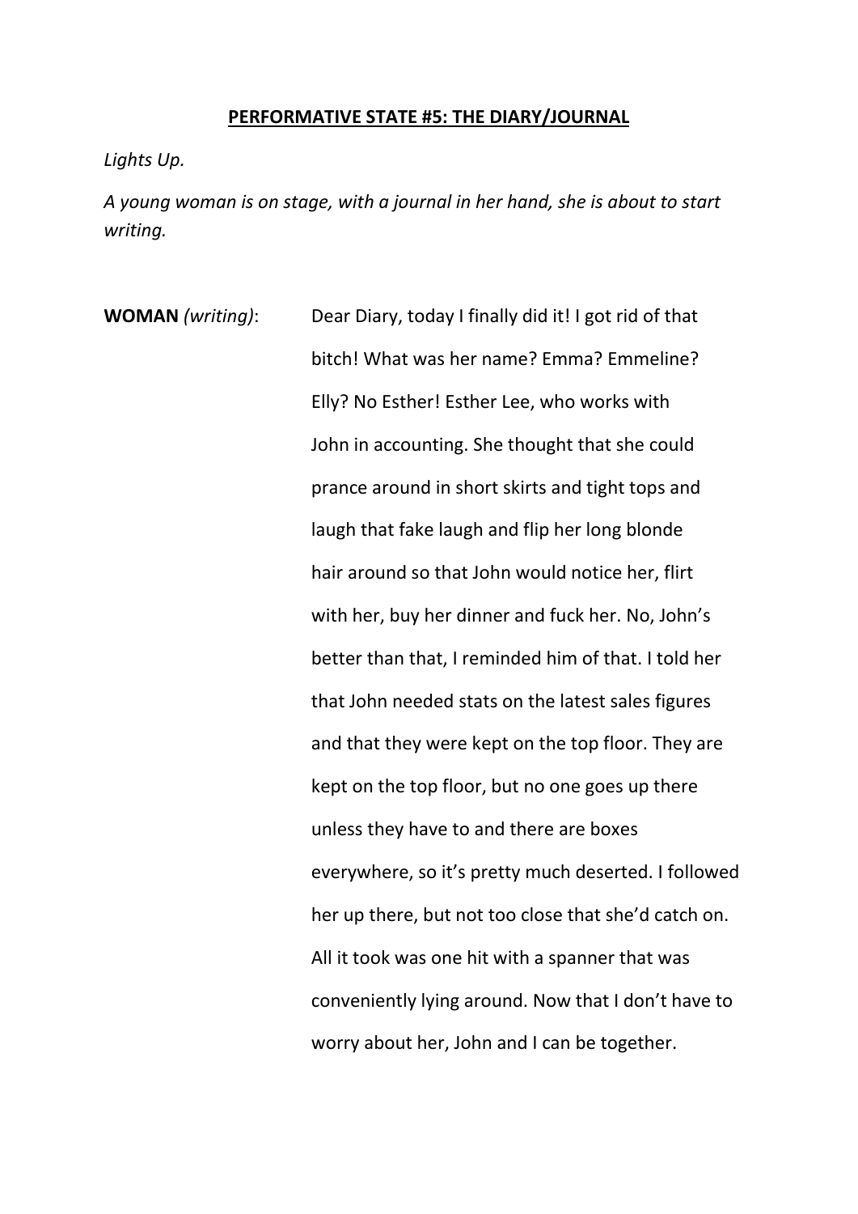# PERFORMATIVE STATE #5: THE DIARY/JOURNAL

*Lights Up.*

*A young woman is on stage, with a journal in her hand, she is about to start writing.*

**WOMAN** *(writing)*: Dear Diary, today I finally did it! I got rid of that bitch! What was her name? Emma? Emmeline? Elly? No Esther! Esther Lee, who works with John in accounting. She thought that she could prance around in short skirts and tight tops and laugh that fake laugh and flip her long blonde hair around so that John would notice her, flirt with her, buy her dinner and fuck her. No, John's better than that, I reminded him of that. I told her that John needed stats on the latest sales figures and that they were kept on the top floor. They are kept on the top floor, but no one goes up there unless they have to and there are boxes everywhere, so it's pretty much deserted. I followed her up there, but not too close that she'd catch on. All it took was one hit with a spanner that was conveniently lying around. Now that I don't have to worry about her, John and I can be together.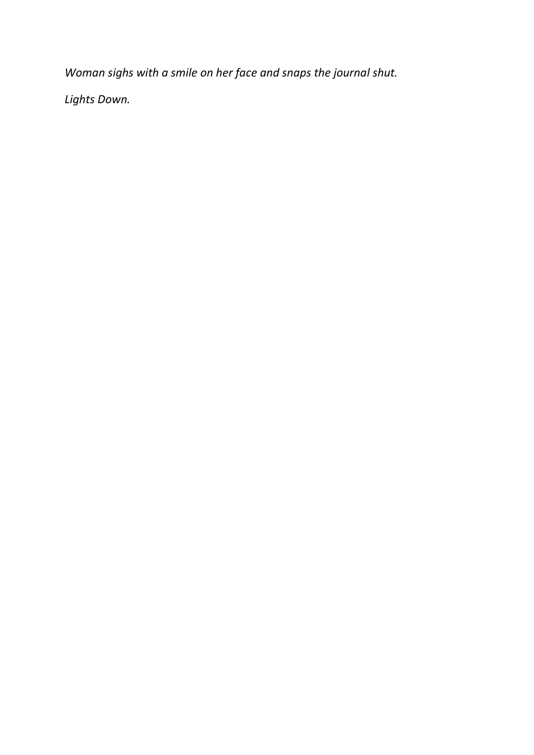*Woman sighs with a smile on her face and snaps the journal shut.*

*Lights Down.*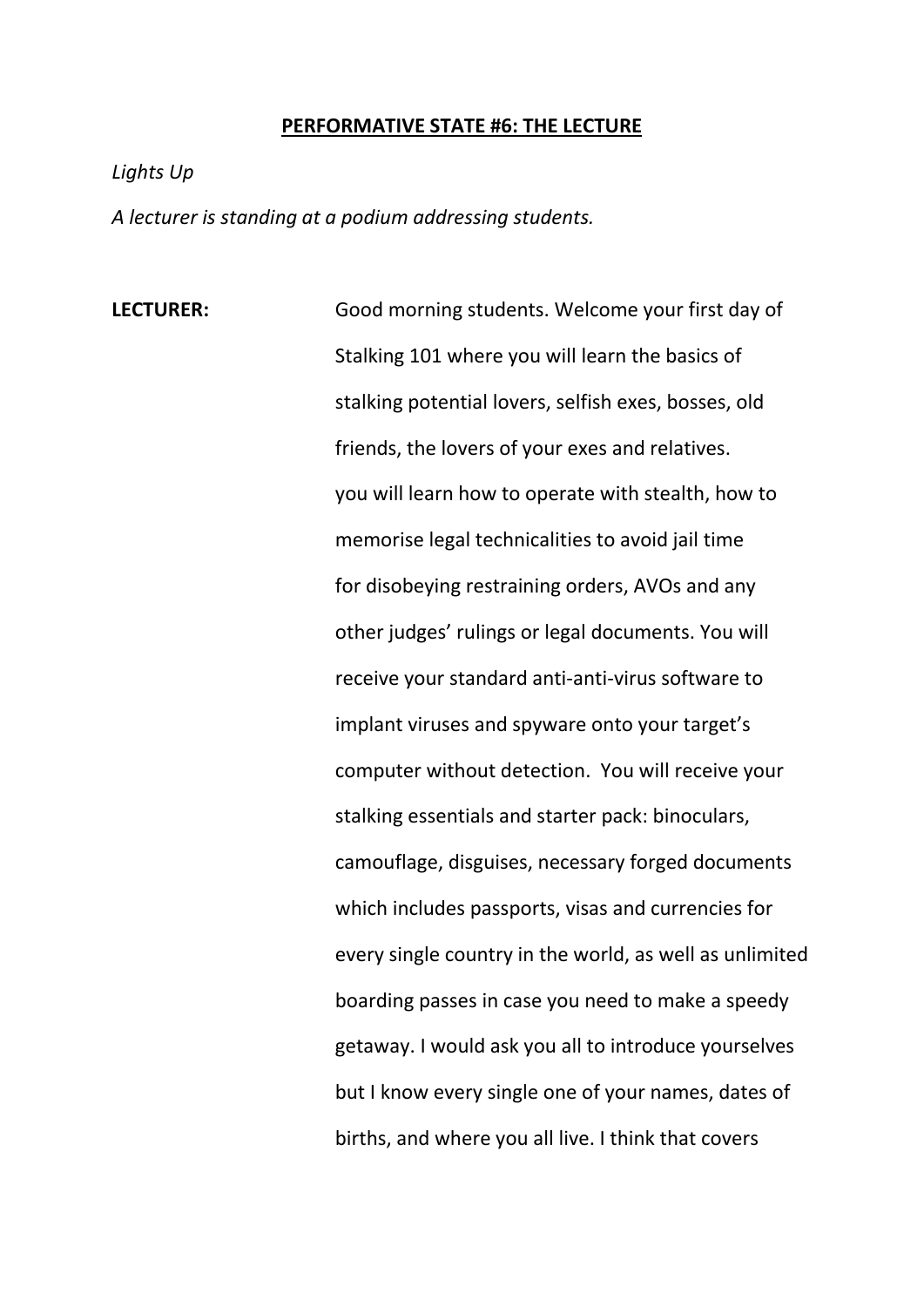**PERFORMATIVE STATE #6: THE LECTURE**

*Lights Up*

*A lecturer is standing at a podium addressing students.*

**LECTURER:** Good morning students. Welcome your first day of Stalking 101 where you will learn the basics of stalking potential lovers, selfish exes, bosses, old friends, the lovers of your exes and relatives. you will learn how to operate with stealth, how to memorise legal technicalities to avoid jail time for disobeying restraining orders, AVOs and any other judges' rulings or legal documents. You will receive your standard anti-anti-virus software to implant viruses and spyware onto your target's computer without detection. You will receive your stalking essentials and starter pack: binoculars, camouflage, disguises, necessary forged documents which includes passports, visas and currencies for every single country in the world, as well as unlimited boarding passes in case you need to make a speedy getaway. I would ask you all to introduce yourselves but I know every single one of your names, dates of births, and where you all live. I think that covers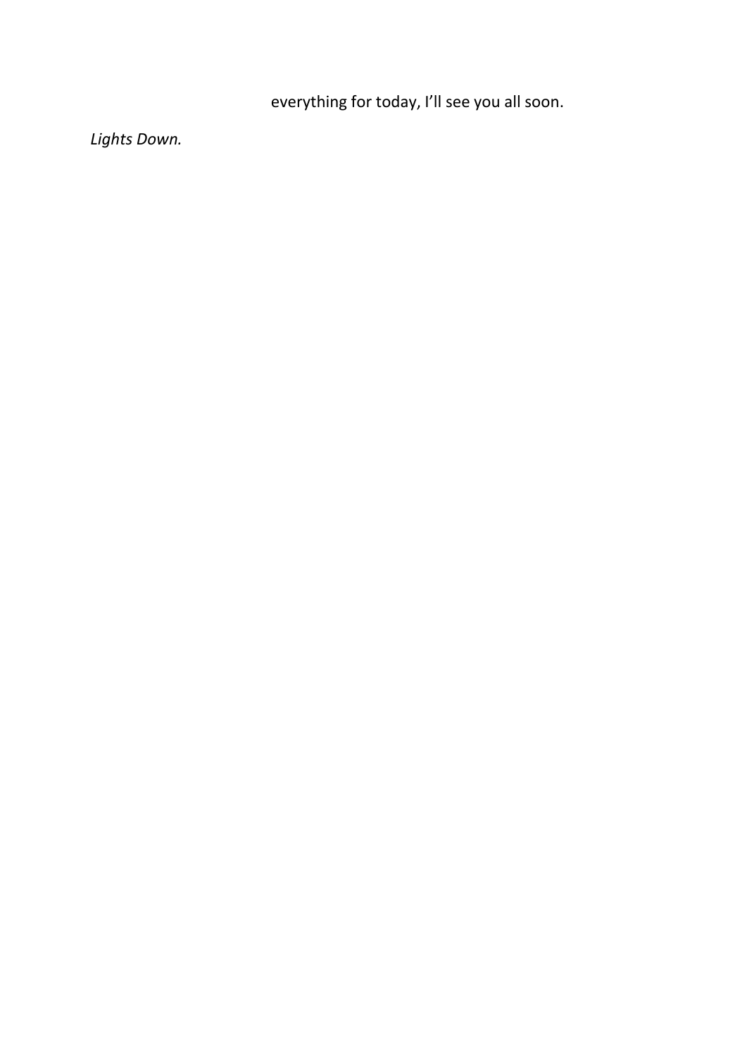everything for today, I'll see you all soon.

*Lights Down.*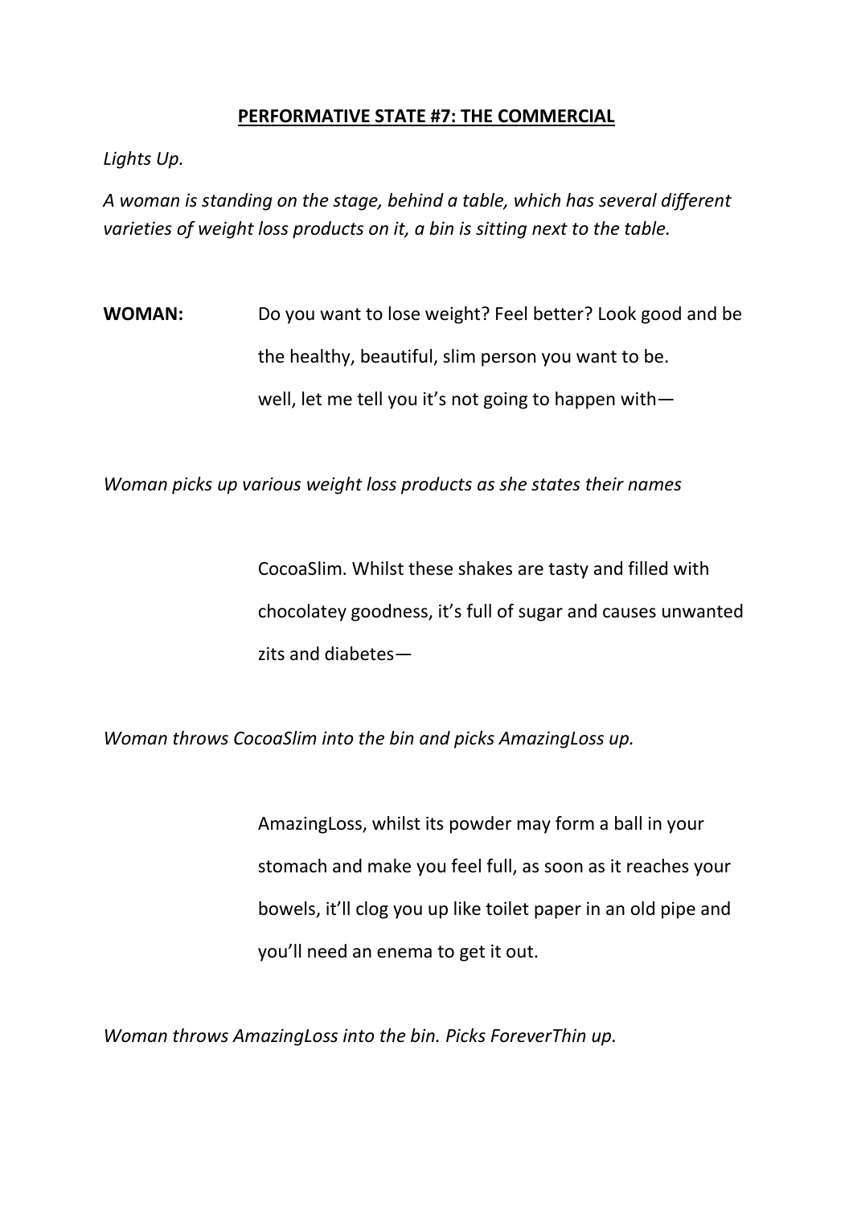**<u>PERFORMATIVE STATE #7: THE COMMERCIAL</u>**

*Lights Up.*

*A woman is standing on the stage, behind a table, which has several different varieties of weight loss products on it, a bin is sitting next to the table.*

**WOMAN:** Do you want to lose weight? Feel better? Look good and be the healthy, beautiful, slim person you want to be. well, let me tell you it's not going to happen with—

*Woman picks up various weight loss products as she states their names*

CocoaSlim. Whilst these shakes are tasty and filled with chocolatey goodness, it's full of sugar and causes unwanted zits and diabetes—

*Woman throws CocoaSlim into the bin and picks AmazingLoss up.*

AmazingLoss, whilst its powder may form a ball in your stomach and make you feel full, as soon as it reaches your bowels, it'll clog you up like toilet paper in an old pipe and you'll need an enema to get it out.

*Woman throws AmazingLoss into the bin. Picks ForeverThin up.*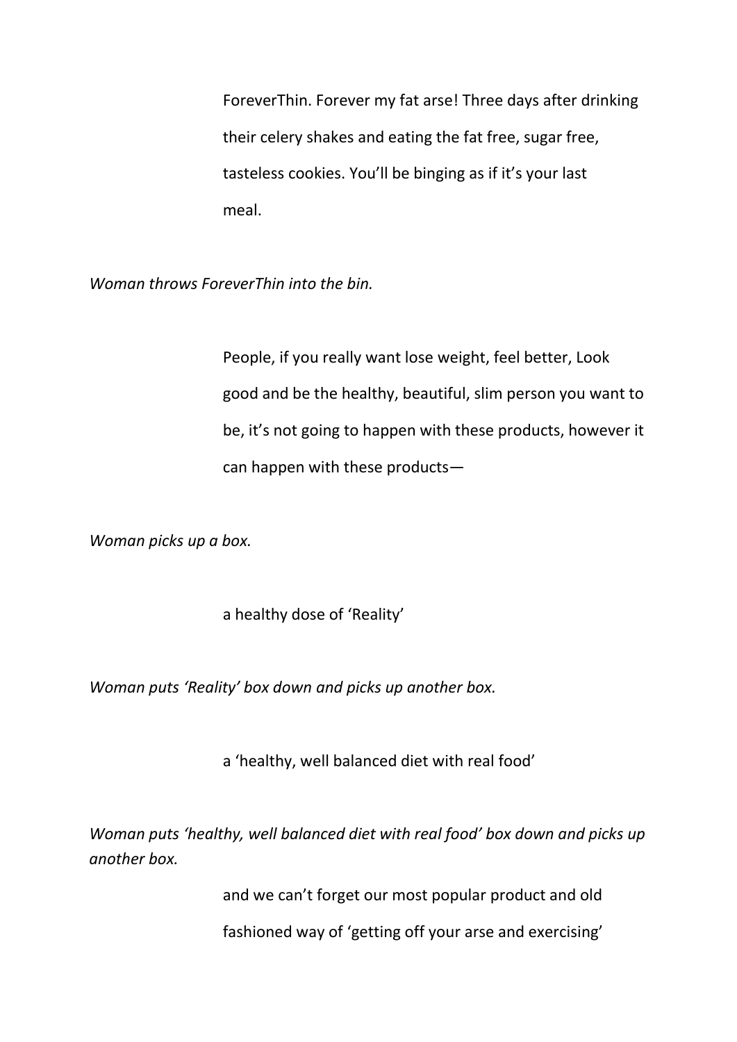ForeverThin. Forever my fat arse! Three days after drinking their celery shakes and eating the fat free, sugar free, tasteless cookies. You'll be binging as if it's your last meal.

*Woman throws ForeverThin into the bin.*

People, if you really want lose weight, feel better, Look good and be the healthy, beautiful, slim person you want to be, it's not going to happen with these products, however it can happen with these products—

*Woman picks up a box.*

a healthy dose of 'Reality'

*Woman puts 'Reality' box down and picks up another box.*

a 'healthy, well balanced diet with real food'

*Woman puts 'healthy, well balanced diet with real food' box down and picks up another box.*

and we can't forget our most popular product and old fashioned way of 'getting off your arse and exercising'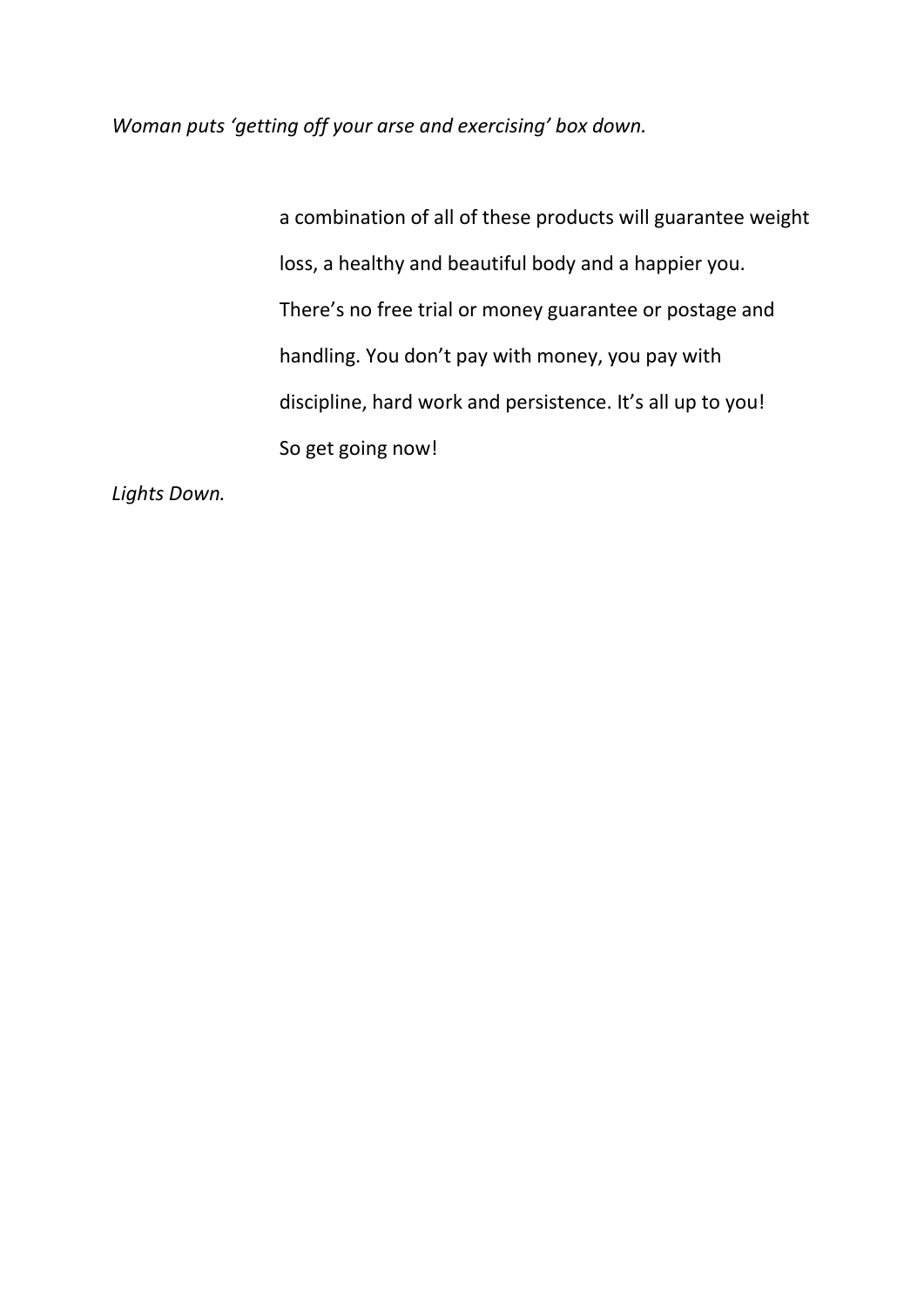*Woman puts 'getting off your arse and exercising' box down.*

a combination of all of these products will guarantee weight loss, a healthy and beautiful body and a happier you. There's no free trial or money guarantee or postage and handling. You don't pay with money, you pay with discipline, hard work and persistence. It's all up to you! So get going now!

*Lights Down.*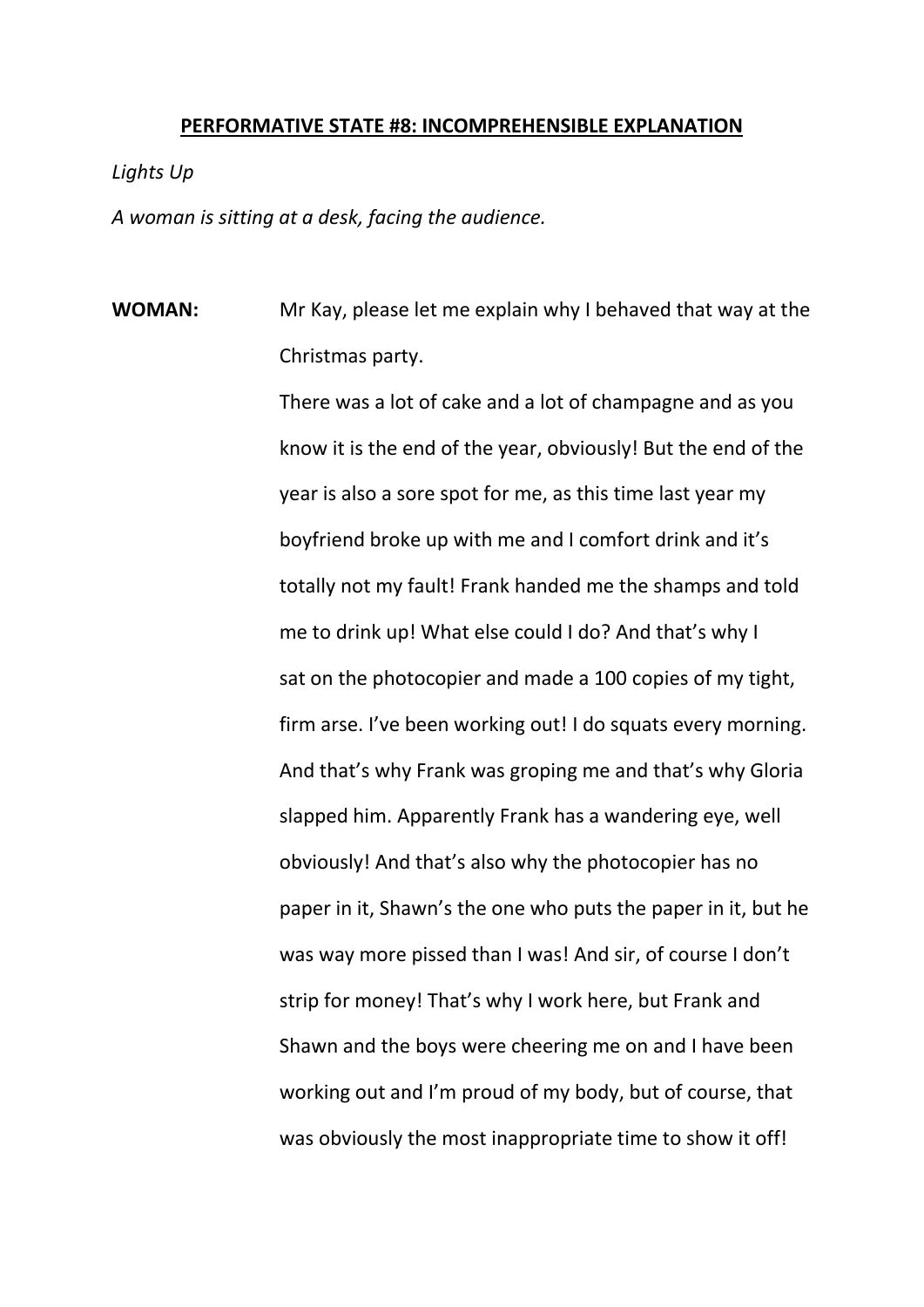**PERFORMATIVE STATE #8: INCOMPREHENSIBLE EXPLANATION**

*Lights Up*

*A woman is sitting at a desk, facing the audience.*

**WOMAN:** Mr Kay, please let me explain why I behaved that way at the Christmas party.

There was a lot of cake and a lot of champagne and as you know it is the end of the year, obviously! But the end of the year is also a sore spot for me, as this time last year my boyfriend broke up with me and I comfort drink and it's totally not my fault! Frank handed me the shamps and told me to drink up! What else could I do? And that's why I sat on the photocopier and made a 100 copies of my tight, firm arse. I've been working out! I do squats every morning. And that's why Frank was groping me and that's why Gloria slapped him. Apparently Frank has a wandering eye, well obviously! And that's also why the photocopier has no paper in it, Shawn's the one who puts the paper in it, but he was way more pissed than I was! And sir, of course I don't strip for money! That's why I work here, but Frank and Shawn and the boys were cheering me on and I have been working out and I'm proud of my body, but of course, that was obviously the most inappropriate time to show it off!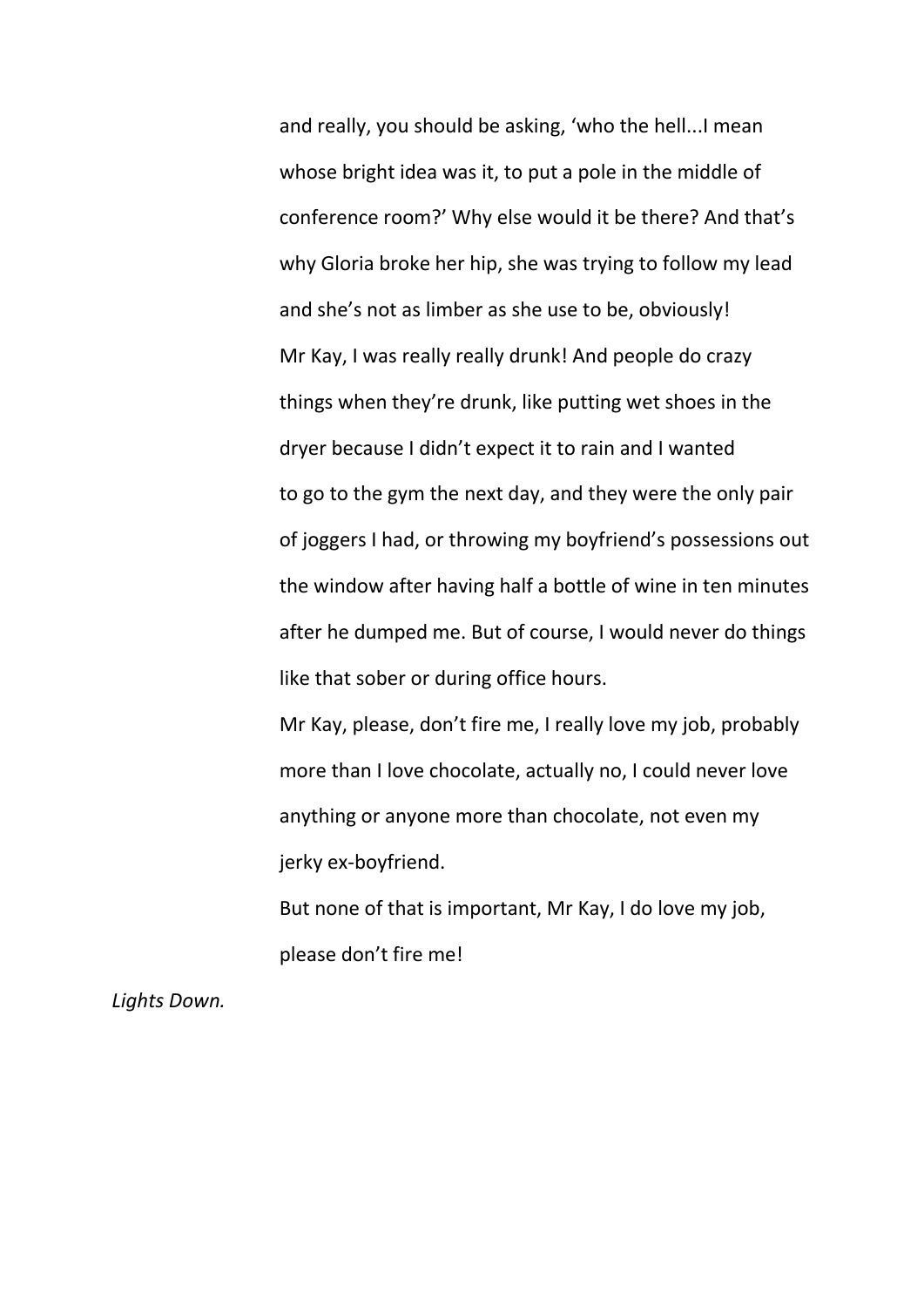and really, you should be asking, 'who the hell...I mean whose bright idea was it, to put a pole in the middle of conference room?' Why else would it be there? And that's why Gloria broke her hip, she was trying to follow my lead and she's not as limber as she use to be, obviously!

Mr Kay, I was really really drunk! And people do crazy things when they're drunk, like putting wet shoes in the dryer because I didn't expect it to rain and I wanted to go to the gym the next day, and they were the only pair of joggers I had, or throwing my boyfriend's possessions out the window after having half a bottle of wine in ten minutes after he dumped me. But of course, I would never do things like that sober or during office hours.

Mr Kay, please, don't fire me, I really love my job, probably more than I love chocolate, actually no, I could never love anything or anyone more than chocolate, not even my jerky ex-boyfriend.

But none of that is important, Mr Kay, I do love my job, please don't fire me!

*Lights Down.*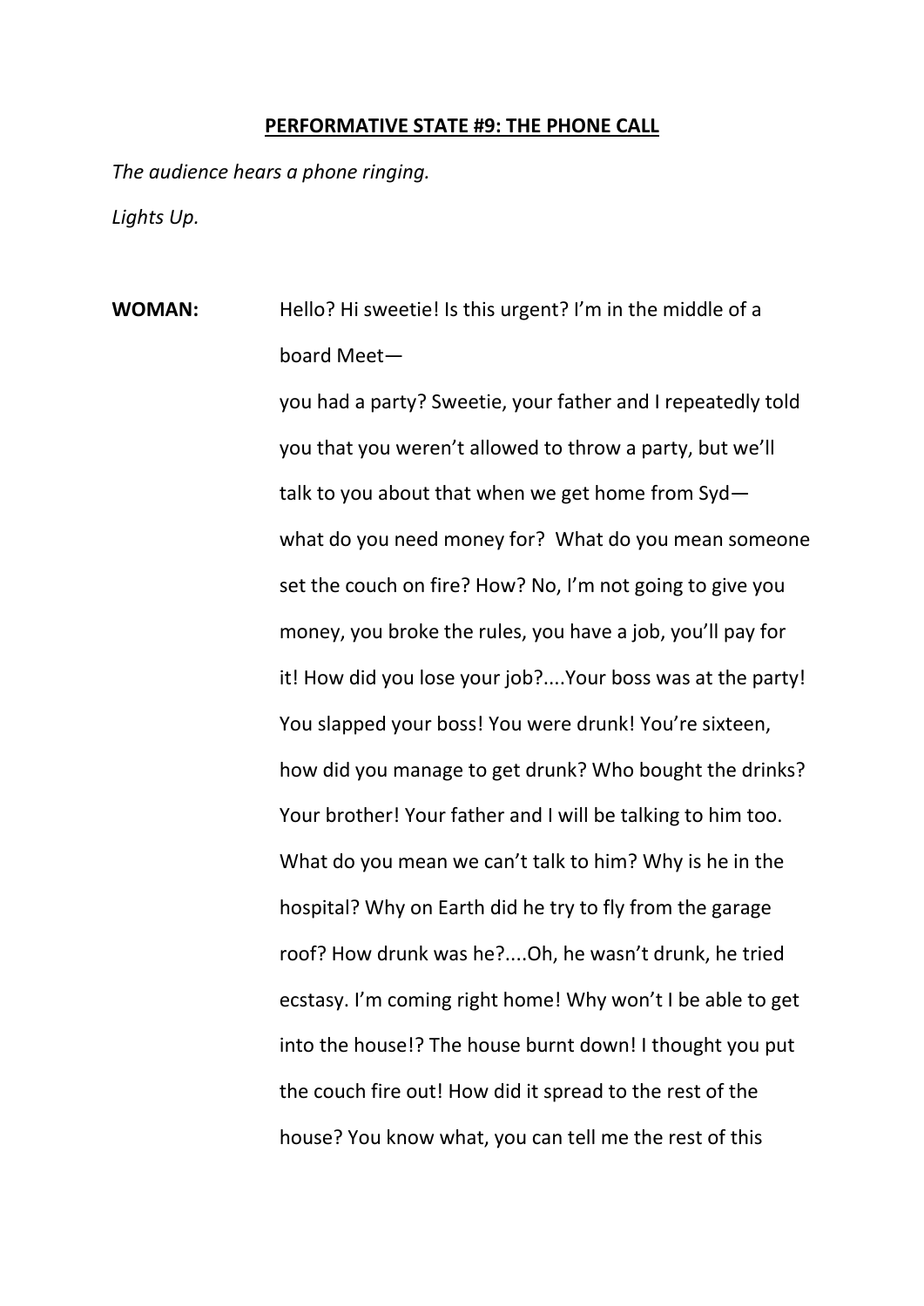**PERFORMATIVE STATE #9: THE PHONE CALL**

*The audience hears a phone ringing.*

*Lights Up.*

**WOMAN:** Hello? Hi sweetie! Is this urgent? I'm in the middle of a board Meet—

you had a party? Sweetie, your father and I repeatedly told you that you weren't allowed to throw a party, but we'll talk to you about that when we get home from Syd—

what do you need money for? What do you mean someone set the couch on fire? How? No, I'm not going to give you money, you broke the rules, you have a job, you'll pay for it! How did you lose your job?....Your boss was at the party! You slapped your boss! You were drunk! You're sixteen, how did you manage to get drunk? Who bought the drinks? Your brother! Your father and I will be talking to him too. What do you mean we can't talk to him? Why is he in the hospital? Why on Earth did he try to fly from the garage roof? How drunk was he?....Oh, he wasn't drunk, he tried ecstasy. I'm coming right home! Why won't I be able to get into the house!? The house burnt down! I thought you put the couch fire out! How did it spread to the rest of the house? You know what, you can tell me the rest of this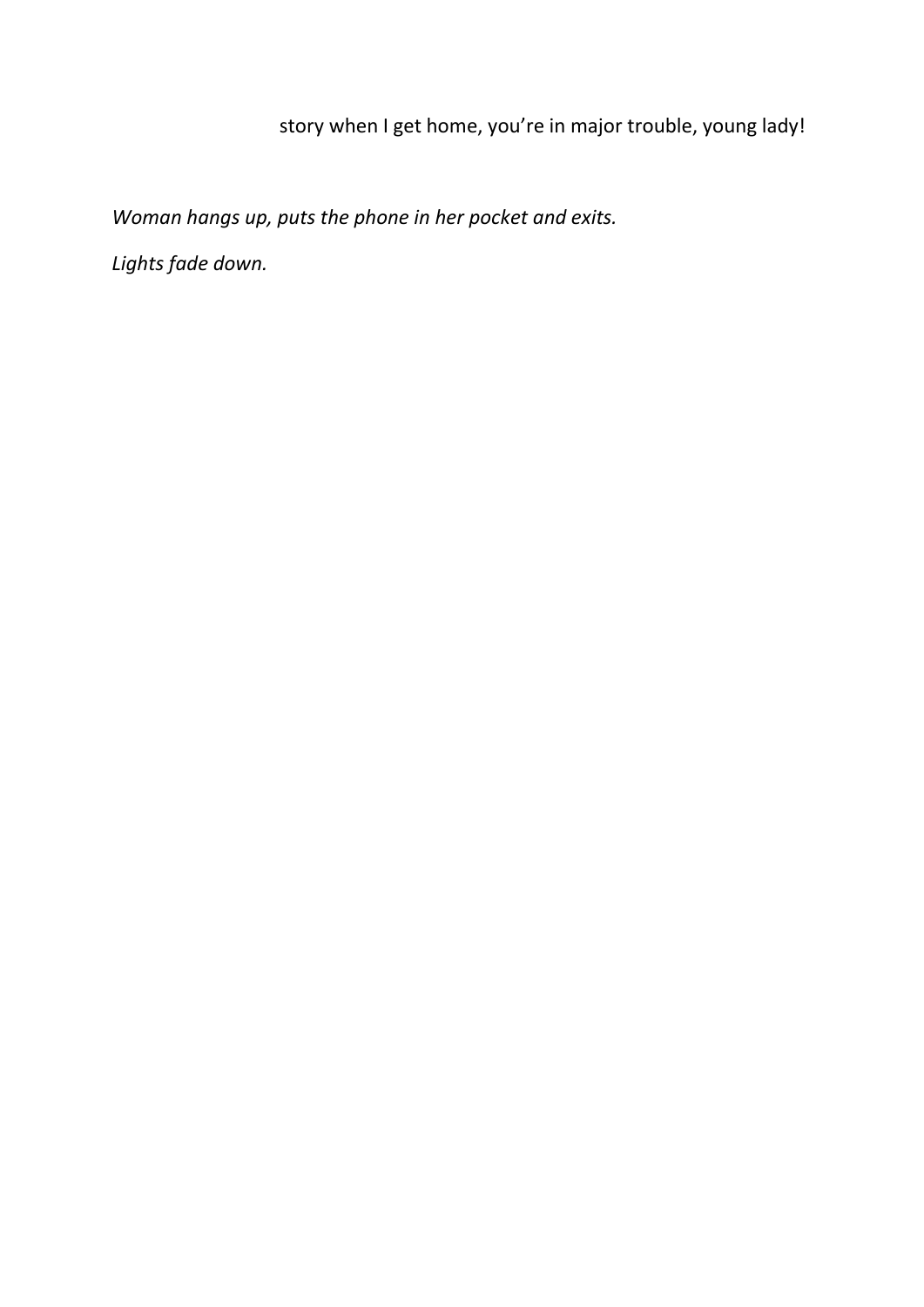story when I get home, you're in major trouble, young lady!

*Woman hangs up, puts the phone in her pocket and exits.*

*Lights fade down.*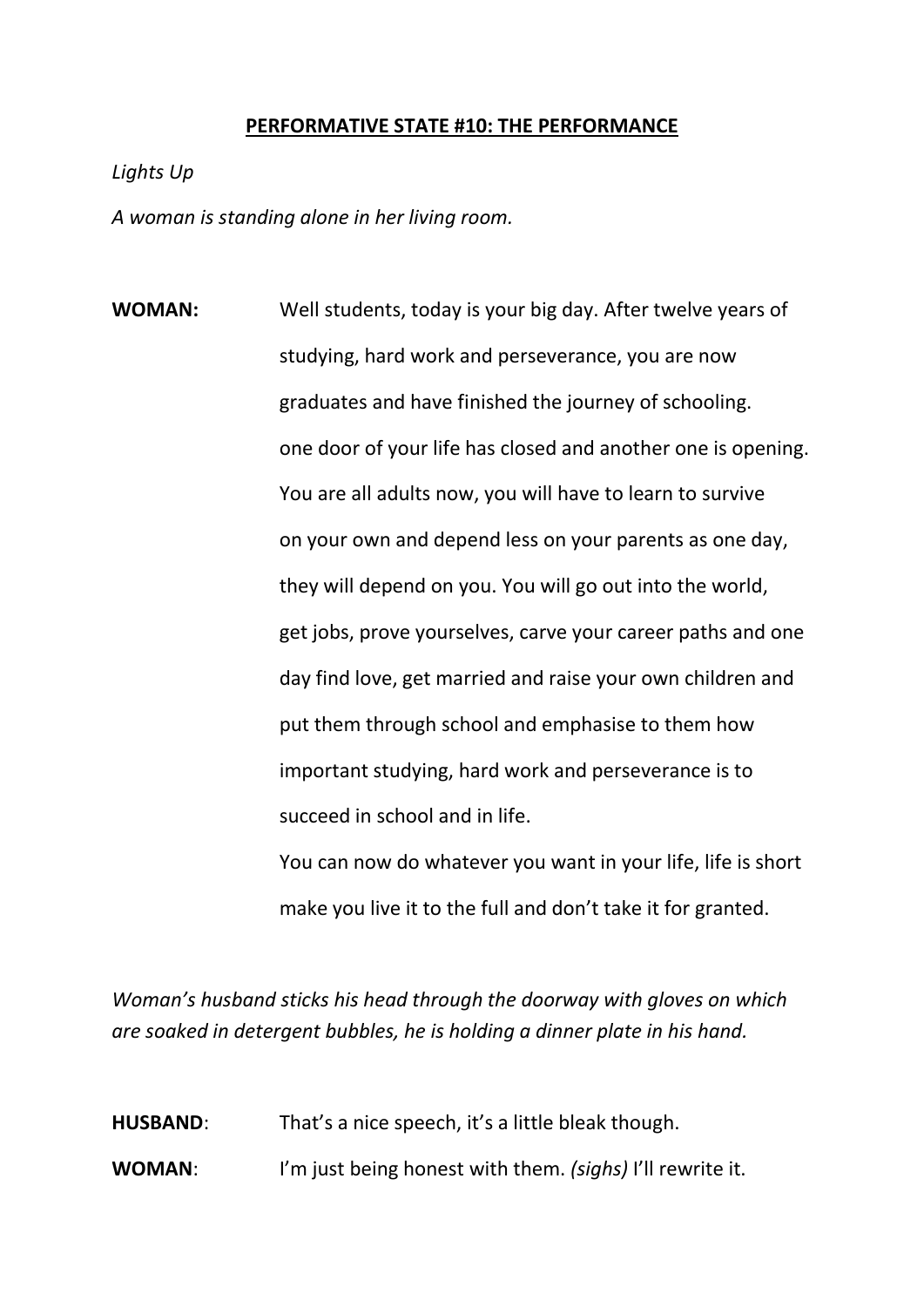**PERFORMATIVE STATE #10: THE PERFORMANCE**

*Lights Up*

*A woman is standing alone in her living room.*

**WOMAN:** Well students, today is your big day. After twelve years of studying, hard work and perseverance, you are now graduates and have finished the journey of schooling. one door of your life has closed and another one is opening. You are all adults now, you will have to learn to survive on your own and depend less on your parents as one day, they will depend on you. You will go out into the world, get jobs, prove yourselves, carve your career paths and one day find love, get married and raise your own children and put them through school and emphasise to them how important studying, hard work and perseverance is to succeed in school and in life.
You can now do whatever you want in your life, life is short make you live it to the full and don't take it for granted.

*Woman's husband sticks his head through the doorway with gloves on which are soaked in detergent bubbles, he is holding a dinner plate in his hand.*

**HUSBAND**: That's a nice speech, it's a little bleak though.

**WOMAN**: I'm just being honest with them. *(sighs)* I'll rewrite it.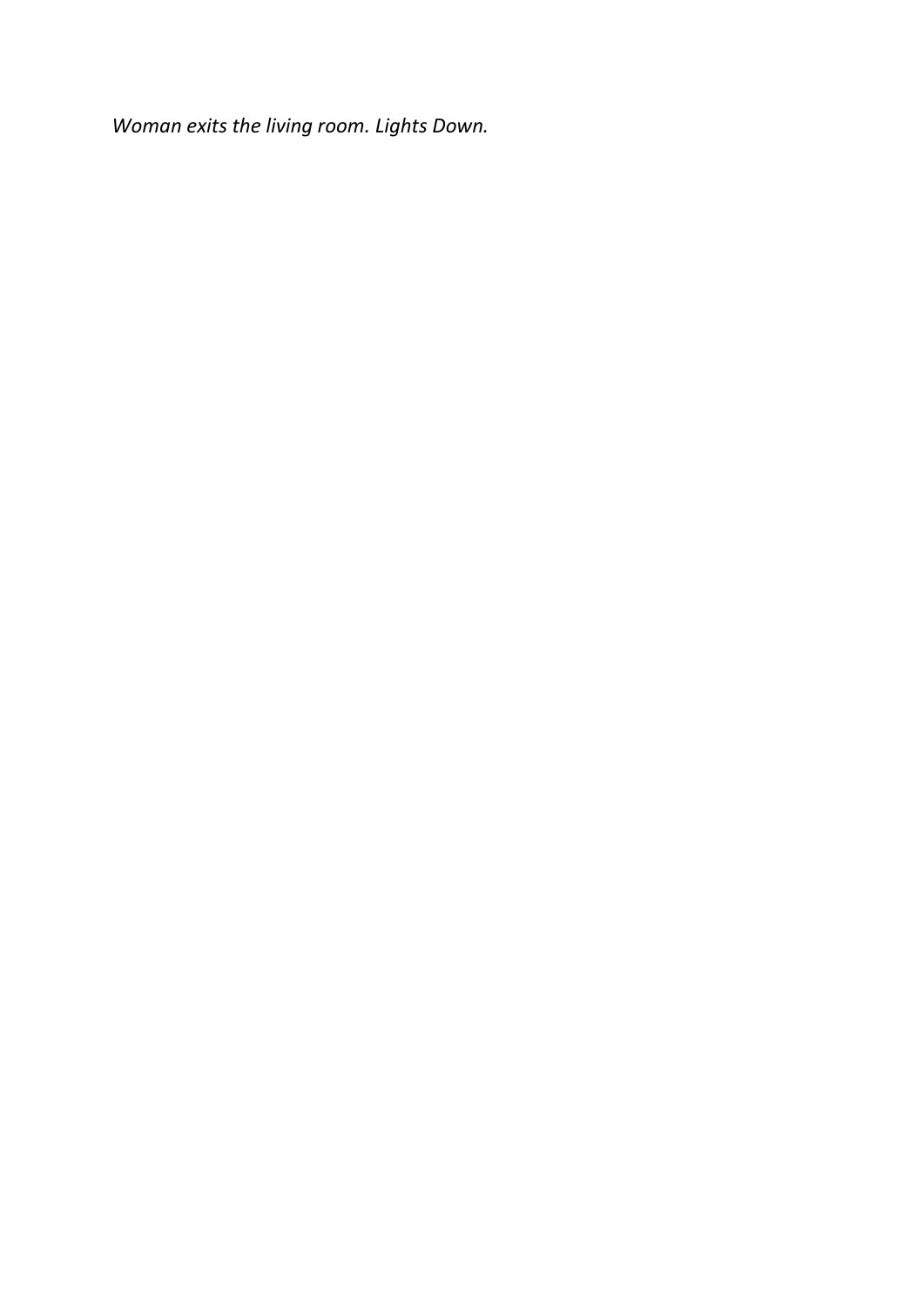*Woman exits the living room. Lights Down.*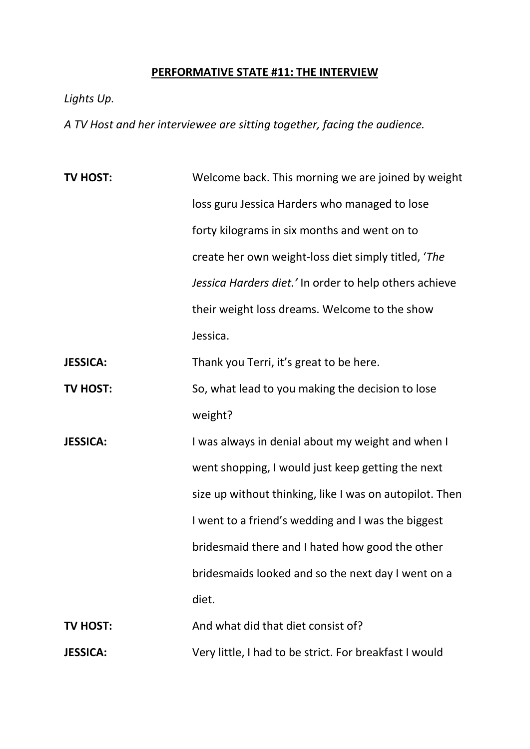**PERFORMATIVE STATE #11: THE INTERVIEW**

*Lights Up.*

*A TV Host and her interviewee are sitting together, facing the audience.*

**TV HOST:** Welcome back. This morning we are joined by weight loss guru Jessica Harders who managed to lose forty kilograms in six months and went on to create her own weight-loss diet simply titled, '*The Jessica Harders diet.'* In order to help others achieve their weight loss dreams. Welcome to the show Jessica.

**JESSICA:** Thank you Terri, it's great to be here.

**TV HOST:** So, what lead to you making the decision to lose weight?

**JESSICA:** I was always in denial about my weight and when I went shopping, I would just keep getting the next size up without thinking, like I was on autopilot. Then I went to a friend's wedding and I was the biggest bridesmaid there and I hated how good the other bridesmaids looked and so the next day I went on a diet.

**TV HOST:** And what did that diet consist of?

**JESSICA:** Very little, I had to be strict. For breakfast I would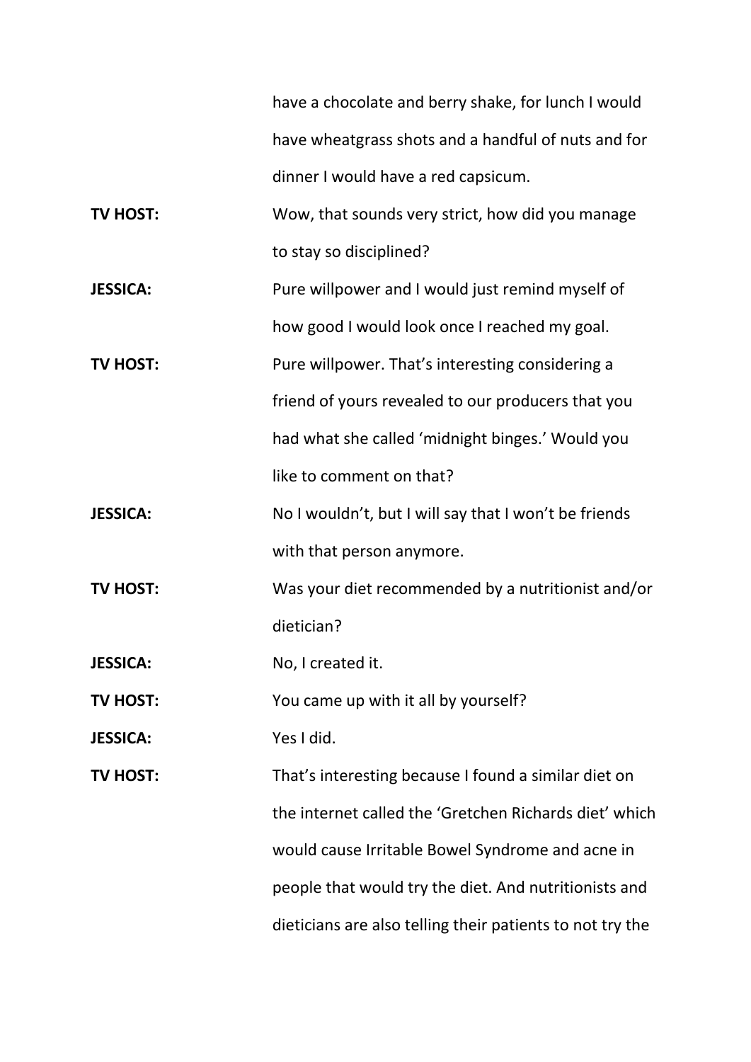have a chocolate and berry shake, for lunch I would have wheatgrass shots and a handful of nuts and for dinner I would have a red capsicum.

**TV HOST:** Wow, that sounds very strict, how did you manage to stay so disciplined?

**JESSICA:** Pure willpower and I would just remind myself of how good I would look once I reached my goal.

**TV HOST:** Pure willpower. That's interesting considering a friend of yours revealed to our producers that you had what she called 'midnight binges.' Would you like to comment on that?

**JESSICA:** No I wouldn't, but I will say that I won't be friends with that person anymore.

**TV HOST:** Was your diet recommended by a nutritionist and/or dietician?

**JESSICA:** No, I created it.

**TV HOST:** You came up with it all by yourself?

**JESSICA:** Yes I did.

**TV HOST:** That's interesting because I found a similar diet on the internet called the 'Gretchen Richards diet' which would cause Irritable Bowel Syndrome and acne in people that would try the diet. And nutritionists and dieticians are also telling their patients to not try the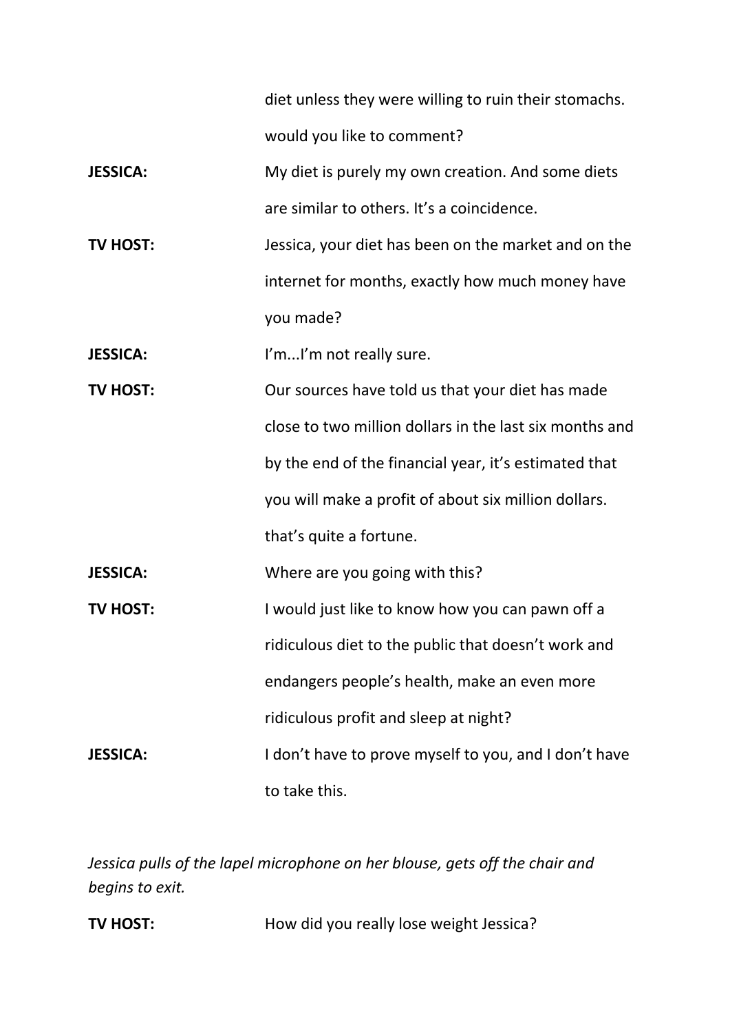diet unless they were willing to ruin their stomachs. would you like to comment?

**JESSICA:** My diet is purely my own creation. And some diets are similar to others. It's a coincidence.

**TV HOST:** Jessica, your diet has been on the market and on the internet for months, exactly how much money have you made?

**JESSICA:** I'm...I'm not really sure.

**TV HOST:** Our sources have told us that your diet has made close to two million dollars in the last six months and by the end of the financial year, it's estimated that you will make a profit of about six million dollars. that's quite a fortune.

**JESSICA:** Where are you going with this?

**TV HOST:** I would just like to know how you can pawn off a ridiculous diet to the public that doesn't work and endangers people's health, make an even more ridiculous profit and sleep at night?

**JESSICA:** I don't have to prove myself to you, and I don't have to take this.

*Jessica pulls of the lapel microphone on her blouse, gets off the chair and begins to exit.*

**TV HOST:** How did you really lose weight Jessica?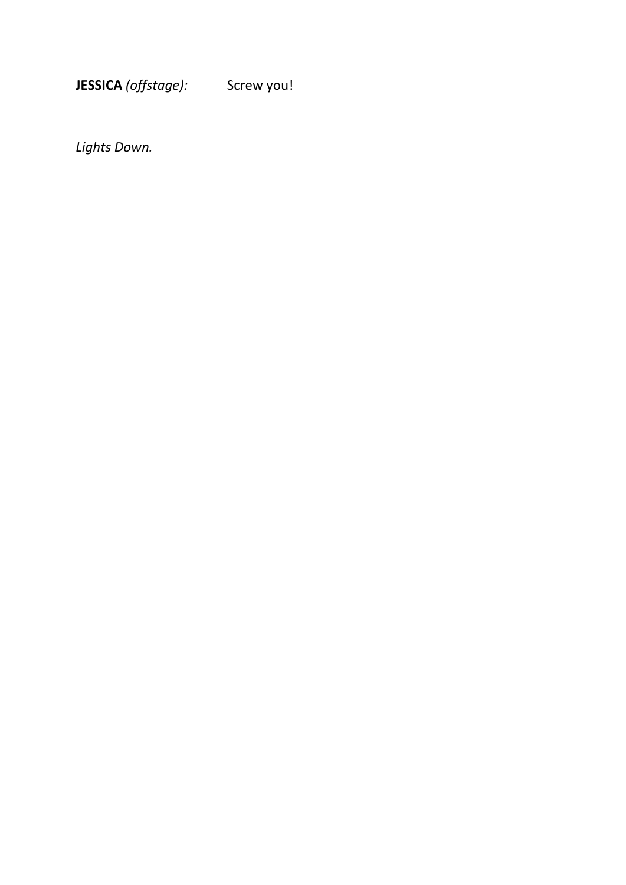**JESSICA** *(offstage):* Screw you!

*Lights Down.*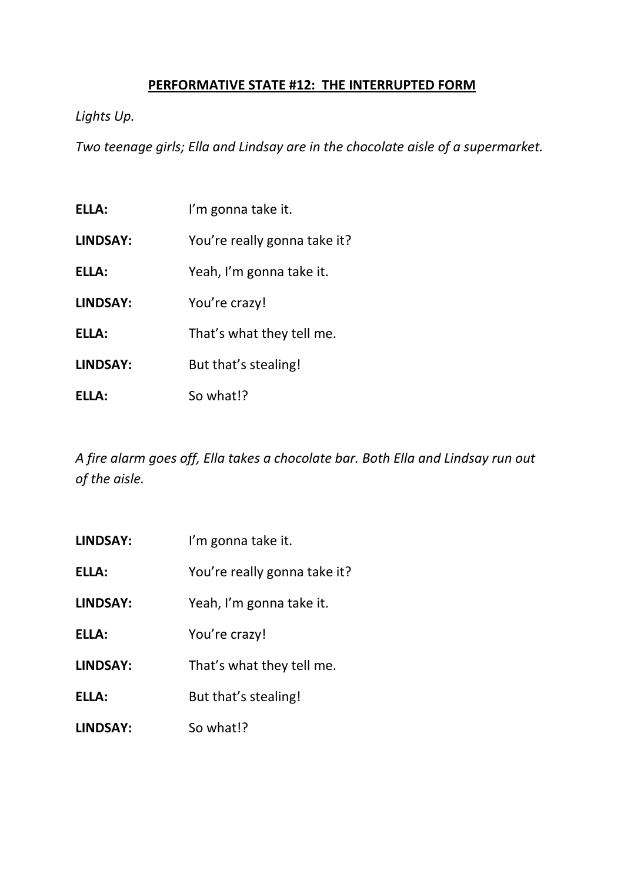## PERFORMATIVE STATE #12: THE INTERRUPTED FORM

*Lights Up.*

*Two teenage girls; Ella and Lindsay are in the chocolate aisle of a supermarket.*

**ELLA:** I'm gonna take it.

**LINDSAY:** You're really gonna take it?

**ELLA:** Yeah, I'm gonna take it.

**LINDSAY:** You're crazy!

**ELLA:** That's what they tell me.

**LINDSAY:** But that's stealing!

**ELLA:** So what!?

*A fire alarm goes off, Ella takes a chocolate bar. Both Ella and Lindsay run out of the aisle.*

**LINDSAY:** I'm gonna take it.

**ELLA:** You're really gonna take it?

**LINDSAY:** Yeah, I'm gonna take it.

**ELLA:** You're crazy!

**LINDSAY:** That's what they tell me.

**ELLA:** But that's stealing!

**LINDSAY:** So what!?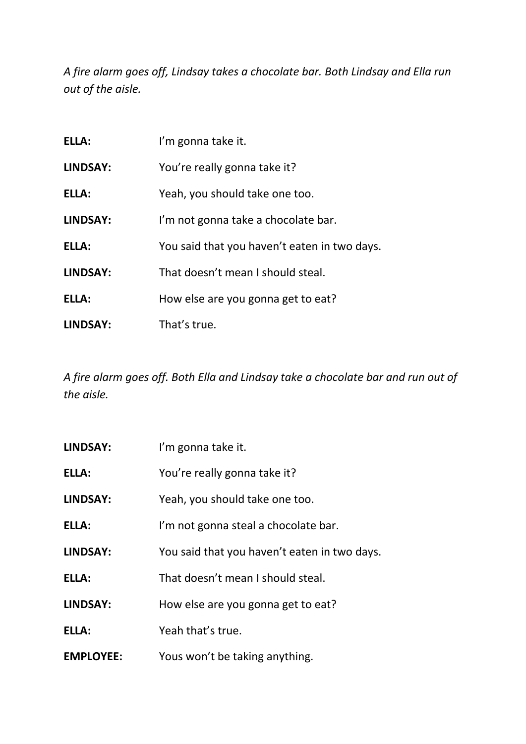*A fire alarm goes off, Lindsay takes a chocolate bar. Both Lindsay and Ella run out of the aisle.*

**ELLA:** I'm gonna take it.

**LINDSAY:** You're really gonna take it?

**ELLA:** Yeah, you should take one too.

**LINDSAY:** I'm not gonna take a chocolate bar.

**ELLA:** You said that you haven't eaten in two days.

**LINDSAY:** That doesn't mean I should steal.

**ELLA:** How else are you gonna get to eat?

**LINDSAY:** That's true.

*A fire alarm goes off. Both Ella and Lindsay take a chocolate bar and run out of the aisle.*

**LINDSAY:** I'm gonna take it.

**ELLA:** You're really gonna take it?

**LINDSAY:** Yeah, you should take one too.

**ELLA:** I'm not gonna steal a chocolate bar.

**LINDSAY:** You said that you haven't eaten in two days.

**ELLA:** That doesn't mean I should steal.

**LINDSAY:** How else are you gonna get to eat?

**ELLA:** Yeah that's true.

**EMPLOYEE:** Yous won't be taking anything.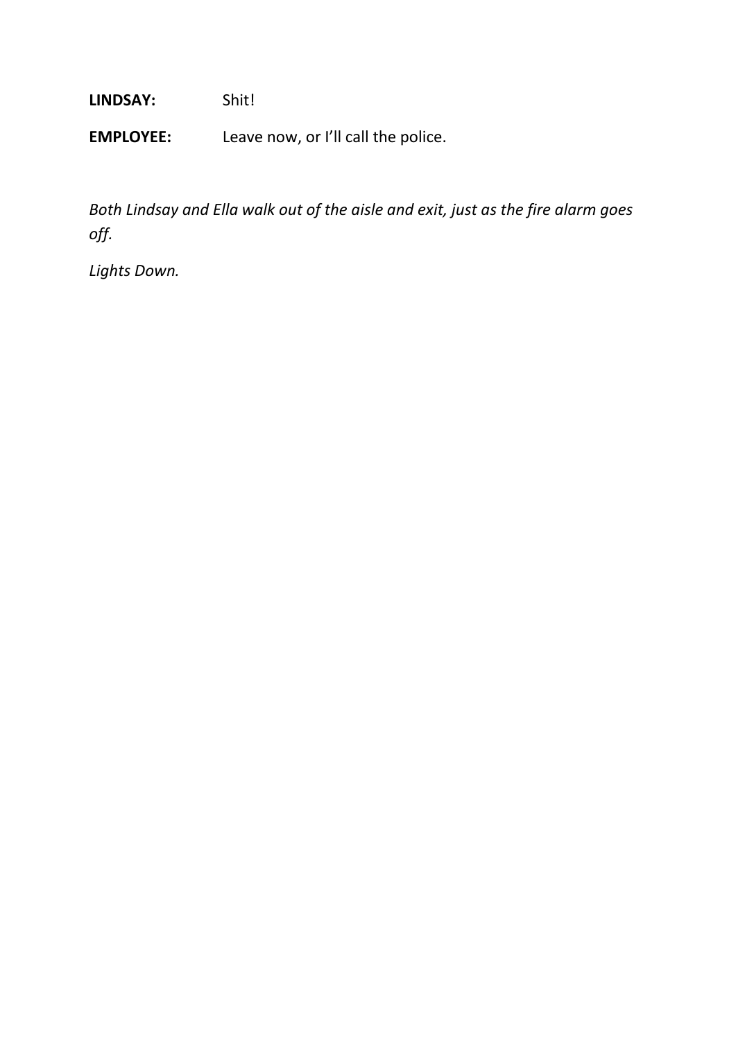**LINDSAY:** Shit!

**EMPLOYEE:** Leave now, or I'll call the police.

*Both Lindsay and Ella walk out of the aisle and exit, just as the fire alarm goes off.*

*Lights Down.*